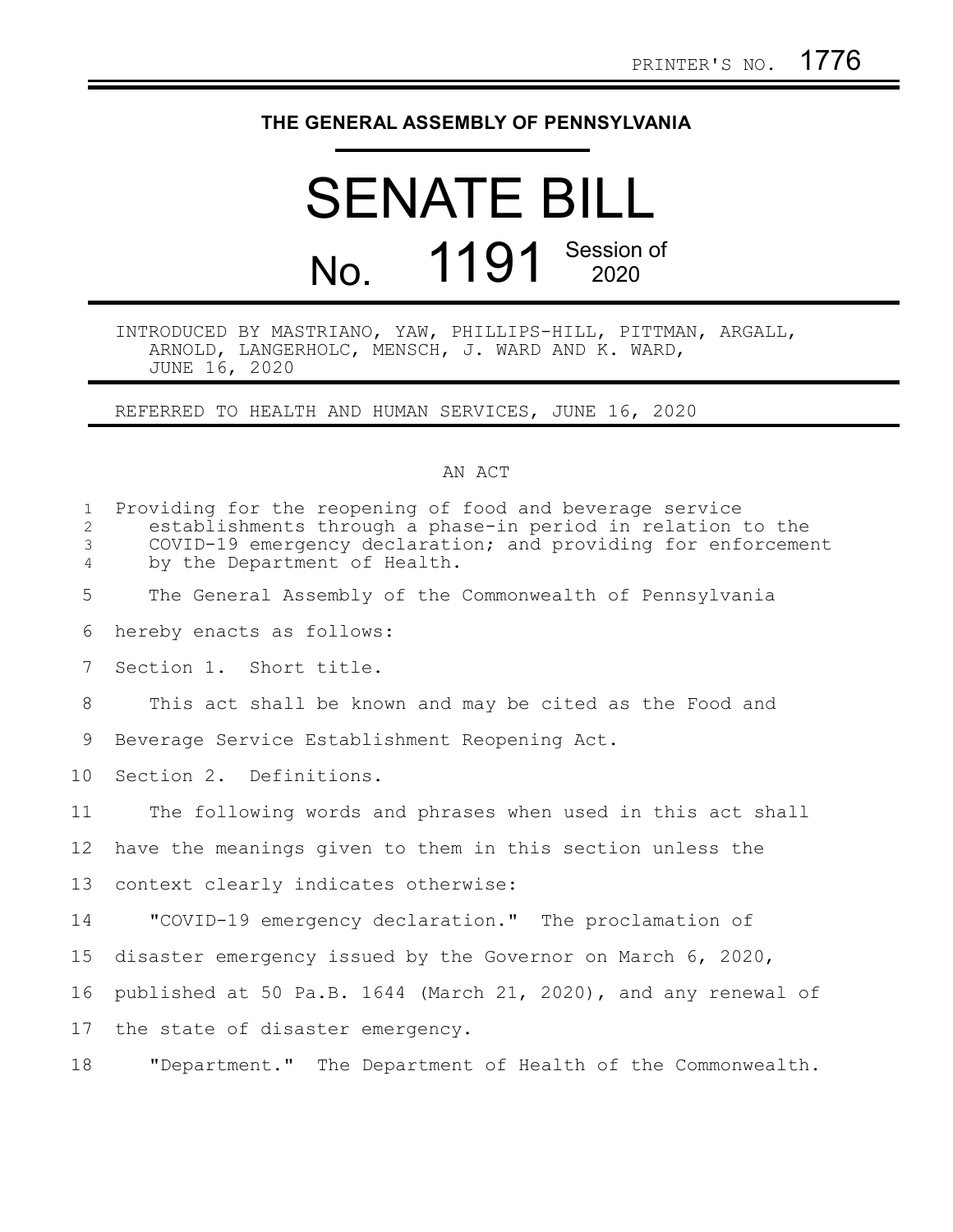PRINTER'S NO. 1776

# THE GENERAL ASSEMBLY OF PENNSYLVANIA

# SENATE BILL

# No. 1191 Session of 2020

INTRODUCED BY MASTRIANO, YAW, PHILLIPS-HILL, PITTMAN, ARGALL, ARNOLD, LANGERHOLC, MENSCH, J. WARD AND K. WARD, JUNE 16, 2020

REFERRED TO HEALTH AND HUMAN SERVICES, JUNE 16, 2020

AN ACT

Providing for the reopening of food and beverage service establishments through a phase-in period in relation to the COVID-19 emergency declaration; and providing for enforcement by the Department of Health.

The General Assembly of the Commonwealth of Pennsylvania hereby enacts as follows:

Section 1. Short title.

This act shall be known and may be cited as the Food and Beverage Service Establishment Reopening Act.

Section 2. Definitions.

The following words and phrases when used in this act shall have the meanings given to them in this section unless the context clearly indicates otherwise:

"COVID-19 emergency declaration." The proclamation of disaster emergency issued by the Governor on March 6, 2020, published at 50 Pa.B. 1644 (March 21, 2020), and any renewal of the state of disaster emergency.

"Department." The Department of Health of the Commonwealth.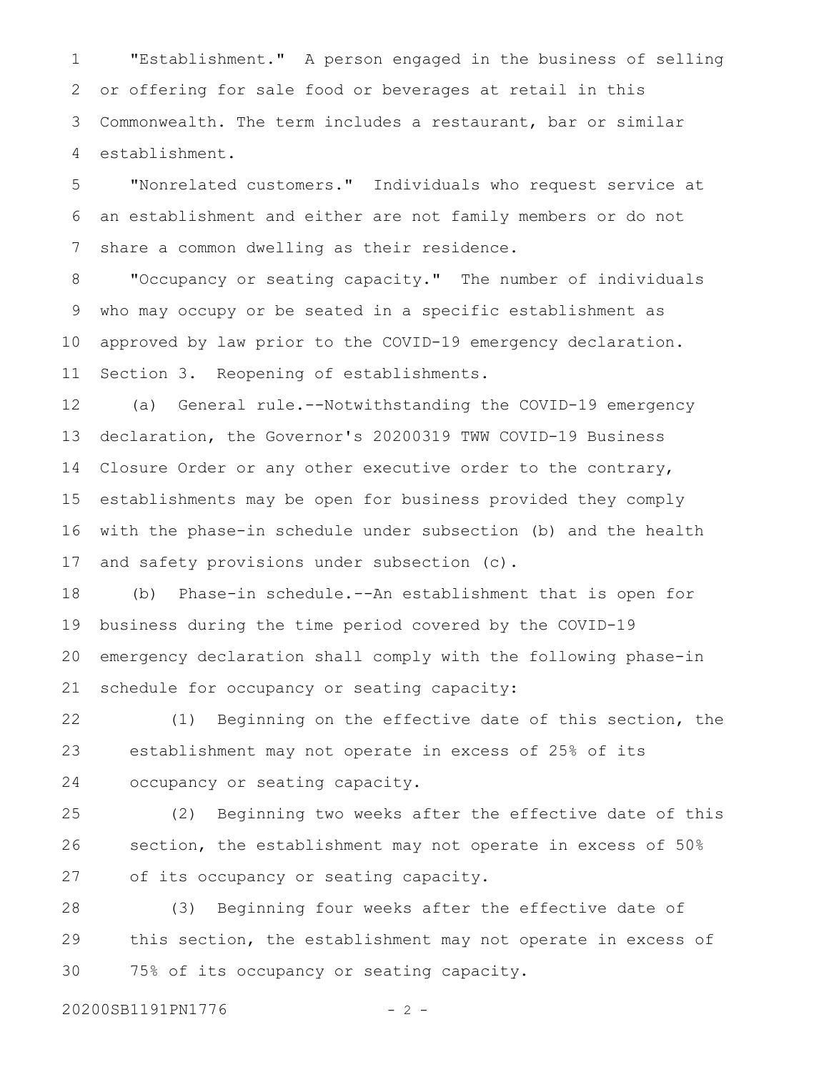"Establishment." A person engaged in the business of selling or offering for sale food or beverages at retail in this Commonwealth. The term includes a restaurant, bar or similar establishment.

"Nonrelated customers." Individuals who request service at an establishment and either are not family members or do not share a common dwelling as their residence.

"Occupancy or seating capacity." The number of individuals who may occupy or be seated in a specific establishment as approved by law prior to the COVID-19 emergency declaration.

Section 3. Reopening of establishments.

(a) General rule.--Notwithstanding the COVID-19 emergency declaration, the Governor's 20200319 TWW COVID-19 Business Closure Order or any other executive order to the contrary, establishments may be open for business provided they comply with the phase-in schedule under subsection (b) and the health and safety provisions under subsection (c).

(b) Phase-in schedule.--An establishment that is open for business during the time period covered by the COVID-19 emergency declaration shall comply with the following phase-in schedule for occupancy or seating capacity:

(1) Beginning on the effective date of this section, the establishment may not operate in excess of 25% of its occupancy or seating capacity.

(2) Beginning two weeks after the effective date of this section, the establishment may not operate in excess of 50% of its occupancy or seating capacity.

(3) Beginning four weeks after the effective date of this section, the establishment may not operate in excess of 75% of its occupancy or seating capacity.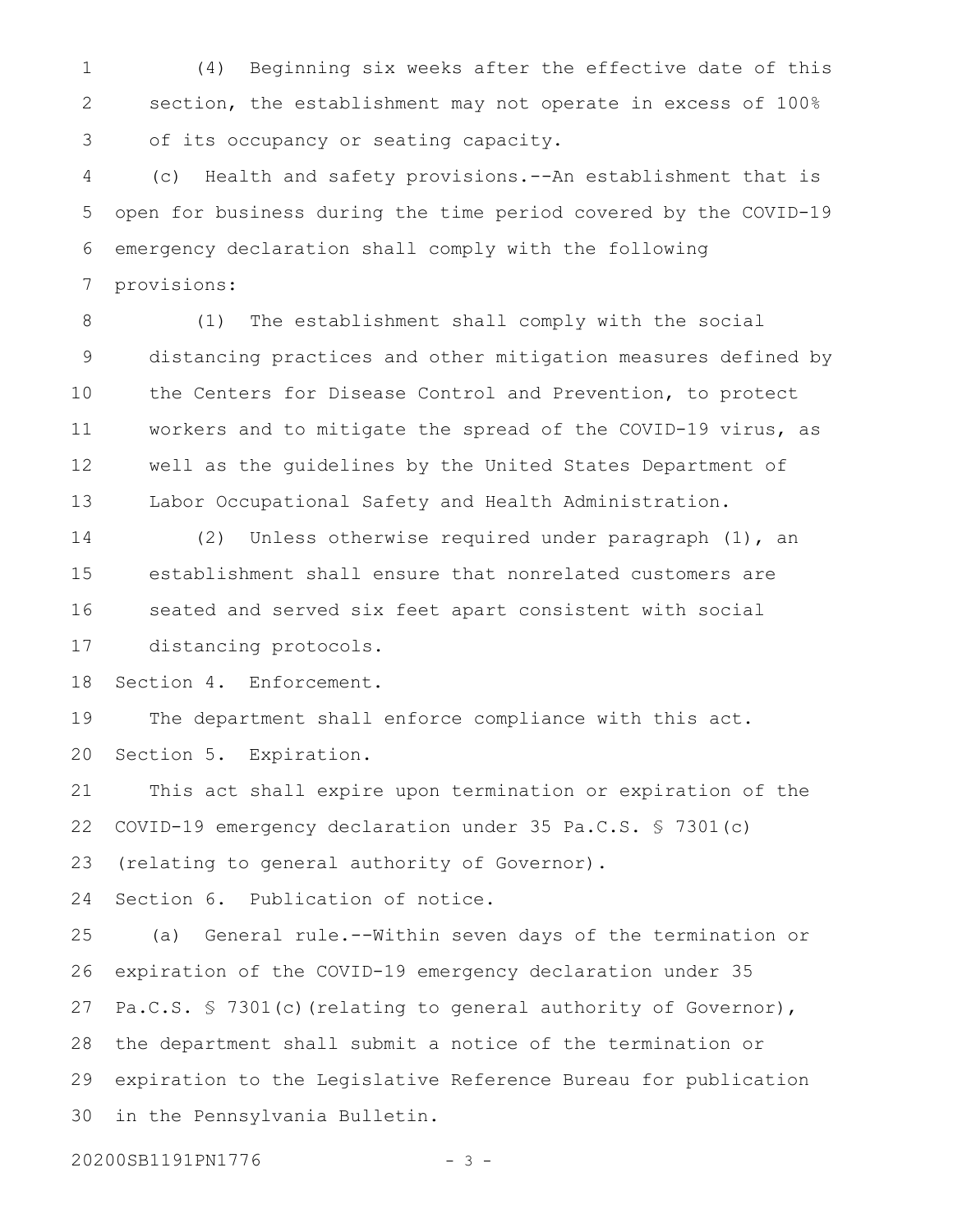(4) Beginning six weeks after the effective date of this section, the establishment may not operate in excess of 100% of its occupancy or seating capacity.

(c) Health and safety provisions.--An establishment that is open for business during the time period covered by the COVID-19 emergency declaration shall comply with the following provisions:

(1) The establishment shall comply with the social distancing practices and other mitigation measures defined by the Centers for Disease Control and Prevention, to protect workers and to mitigate the spread of the COVID-19 virus, as well as the guidelines by the United States Department of Labor Occupational Safety and Health Administration.

(2) Unless otherwise required under paragraph (1), an establishment shall ensure that nonrelated customers are seated and served six feet apart consistent with social distancing protocols.

Section 4. Enforcement.

The department shall enforce compliance with this act.

Section 5. Expiration.

This act shall expire upon termination or expiration of the COVID-19 emergency declaration under 35 Pa.C.S. § 7301(c) (relating to general authority of Governor).

Section 6. Publication of notice.

(a) General rule.--Within seven days of the termination or expiration of the COVID-19 emergency declaration under 35 Pa.C.S. § 7301(c)(relating to general authority of Governor), the department shall submit a notice of the termination or expiration to the Legislative Reference Bureau for publication in the Pennsylvania Bulletin.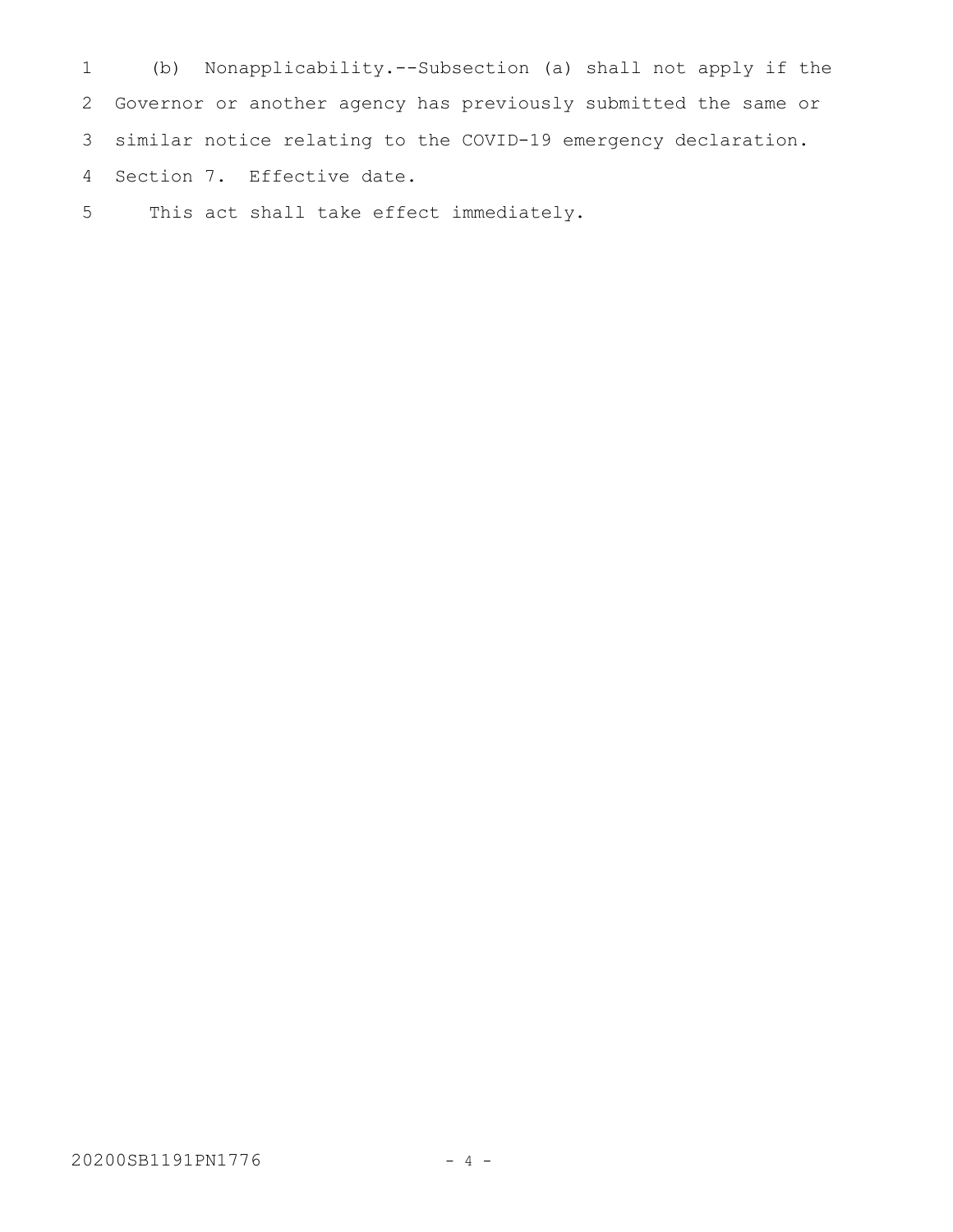(b) Nonapplicability.--Subsection (a) shall not apply if the Governor or another agency has previously submitted the same or similar notice relating to the COVID-19 emergency declaration.

Section 7. Effective date.

This act shall take effect immediately.